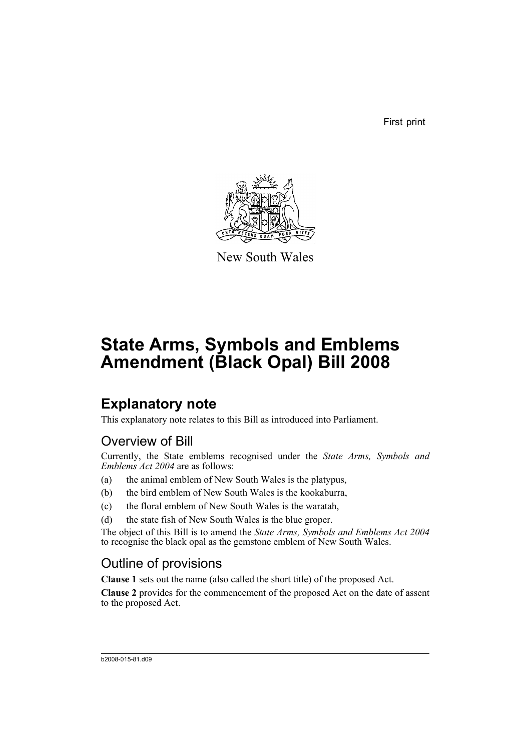First print

New South Wales

# State Arms, Symbols and Emblems Amendment (Black Opal) Bill 2008

## Explanatory note

This explanatory note relates to this Bill as introduced into Parliament.

### Overview of Bill

Currently, the State emblems recognised under the *State Arms, Symbols and Emblems Act 2004* are as follows:

(a) the animal emblem of New South Wales is the platypus,

(b) the bird emblem of New South Wales is the kookaburra,

(c) the floral emblem of New South Wales is the waratah,

(d) the state fish of New South Wales is the blue groper.

The object of this Bill is to amend the *State Arms, Symbols and Emblems Act 2004* to recognise the black opal as the gemstone emblem of New South Wales.

### Outline of provisions

**Clause 1** sets out the name (also called the short title) of the proposed Act.

**Clause 2** provides for the commencement of the proposed Act on the date of assent to the proposed Act.

b2008-015-81.d09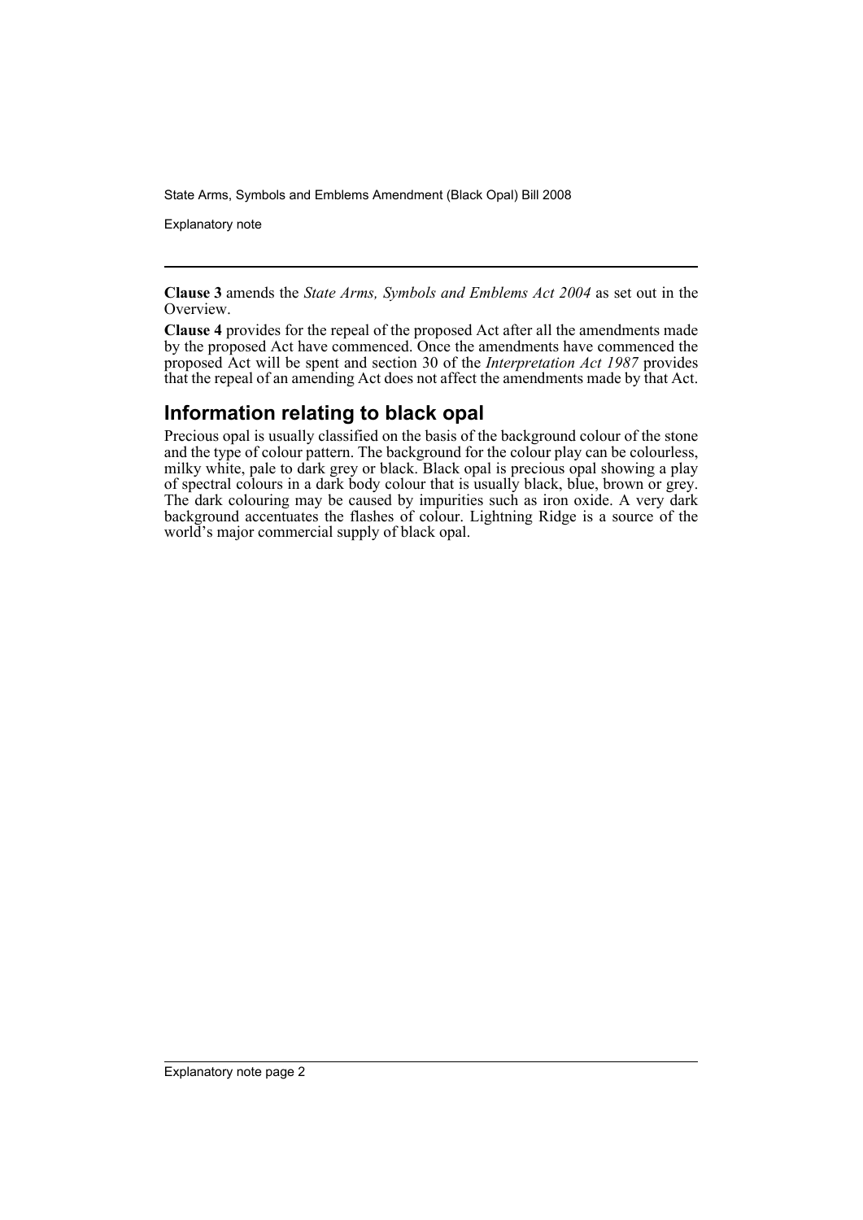**Clause 3** amends the *State Arms, Symbols and Emblems Act 2004* as set out in the Overview.

**Clause 4** provides for the repeal of the proposed Act after all the amendments made by the proposed Act have commenced. Once the amendments have commenced the proposed Act will be spent and section 30 of the *Interpretation Act 1987* provides that the repeal of an amending Act does not affect the amendments made by that Act.

## Information relating to black opal

Precious opal is usually classified on the basis of the background colour of the stone and the type of colour pattern. The background for the colour play can be colourless, milky white, pale to dark grey or black. Black opal is precious opal showing a play of spectral colours in a dark body colour that is usually black, blue, brown or grey. The dark colouring may be caused by impurities such as iron oxide. A very dark background accentuates the flashes of colour. Lightning Ridge is a source of the world's major commercial supply of black opal.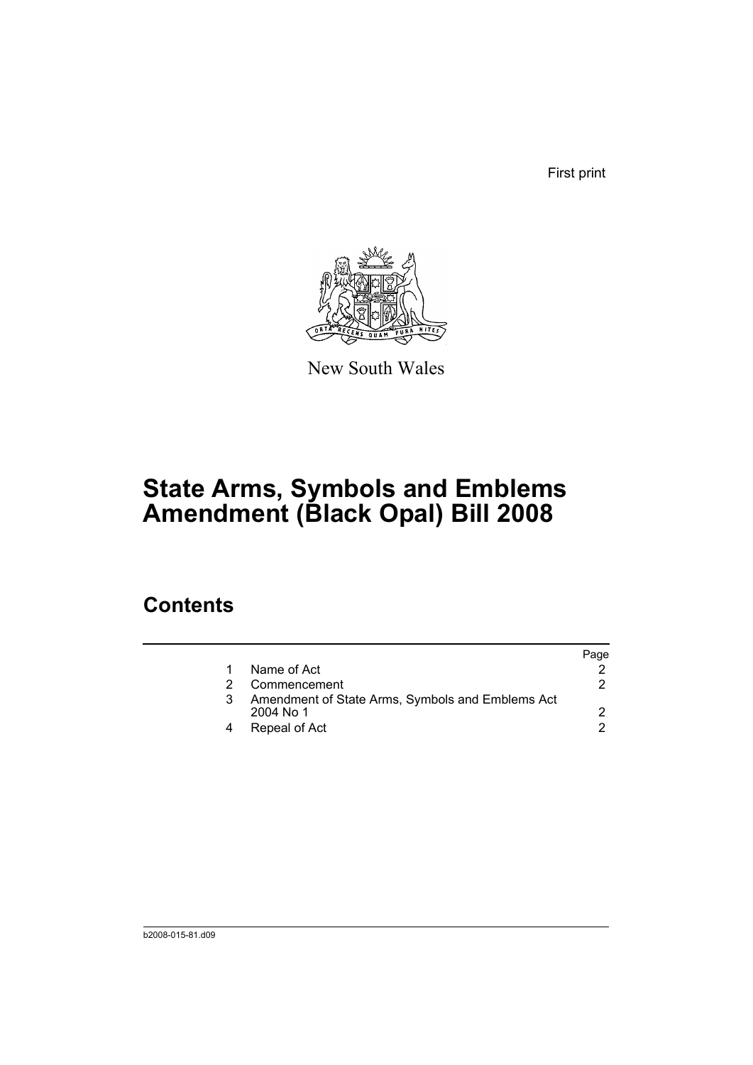First print

New South Wales

# State Arms, Symbols and Emblems Amendment (Black Opal) Bill 2008

## Contents

| | | Page |
|---|---|---|
| 1 | Name of Act | 2 |
| 2 | Commencement | 2 |
| 3 | Amendment of State Arms, Symbols and Emblems Act 2004 No 1 | 2 |
| 4 | Repeal of Act | 2 |

b2008-015-81.d09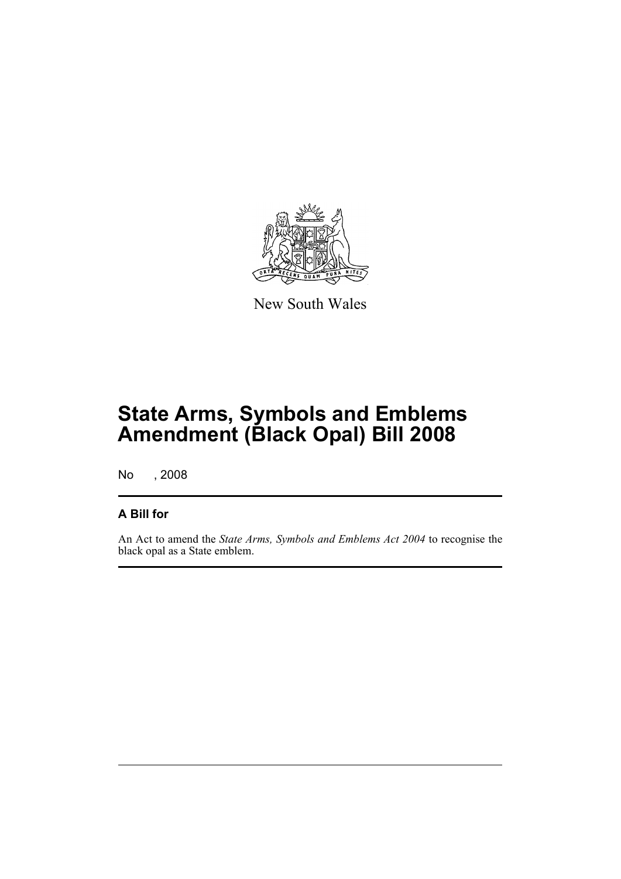New South Wales

# State Arms, Symbols and Emblems Amendment (Black Opal) Bill 2008

No , 2008

## A Bill for

An Act to amend the *State Arms, Symbols and Emblems Act 2004* to recognise the black opal as a State emblem.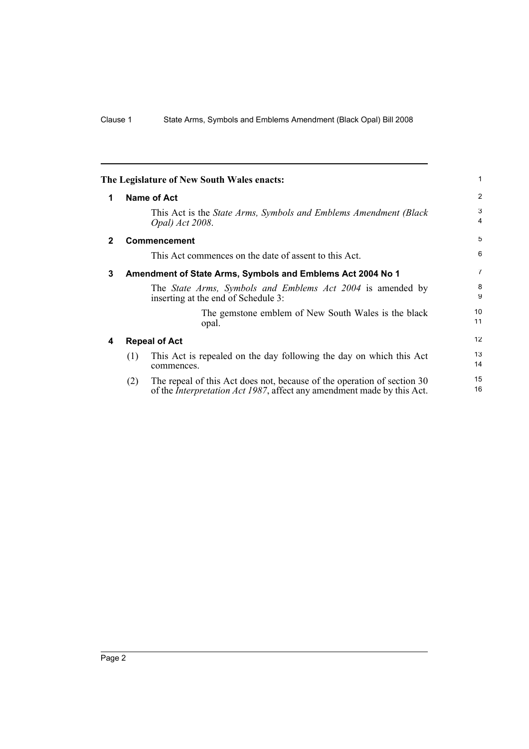**The Legislature of New South Wales enacts:**

## 1 Name of Act

This Act is the *State Arms, Symbols and Emblems Amendment (Black Opal) Act 2008*.

## 2 Commencement

This Act commences on the date of assent to this Act.

## 3 Amendment of State Arms, Symbols and Emblems Act 2004 No 1

The *State Arms, Symbols and Emblems Act 2004* is amended by inserting at the end of Schedule 3:

> The gemstone emblem of New South Wales is the black opal.

## 4 Repeal of Act

(1) This Act is repealed on the day following the day on which this Act commences.

(2) The repeal of this Act does not, because of the operation of section 30 of the *Interpretation Act 1987*, affect any amendment made by this Act.